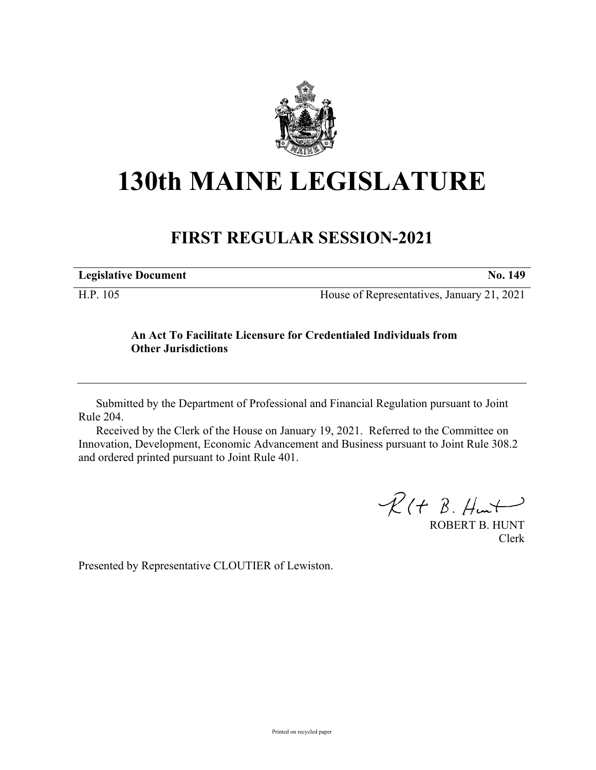# 130th MAINE LEGISLATURE

## FIRST REGULAR SESSION-2021

| **Legislative Document** | **No. 149** |
|---|---|
| H.P. 105 | House of Representatives, January 21, 2021 |

**An Act To Facilitate Licensure for Credentialed Individuals from Other Jurisdictions**

---

Submitted by the Department of Professional and Financial Regulation pursuant to Joint Rule 204.

Received by the Clerk of the House on January 19, 2021. Referred to the Committee on Innovation, Development, Economic Advancement and Business pursuant to Joint Rule 308.2 and ordered printed pursuant to Joint Rule 401.

ROBERT B. HUNT
Clerk

Presented by Representative CLOUTIER of Lewiston.

Printed on recycled paper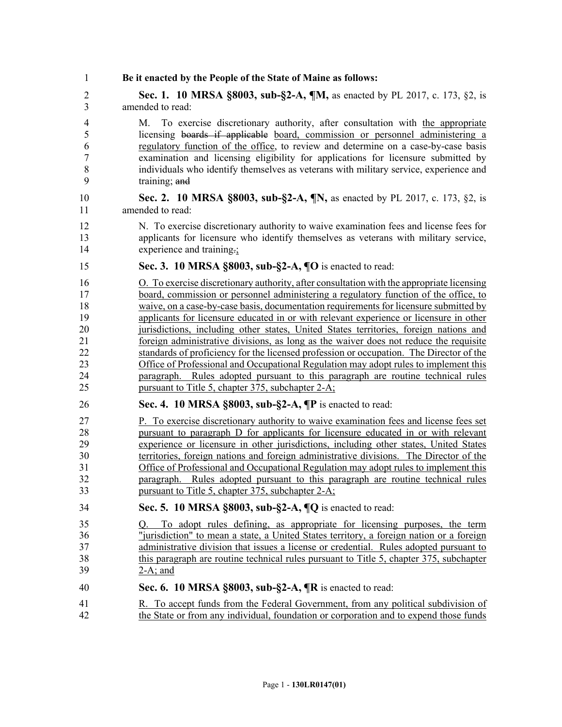**Be it enacted by the People of the State of Maine as follows:**

**Sec. 1. 10 MRSA §8003, sub-§2-A, ¶M,** as enacted by PL 2017, c. 173, §2, is amended to read:

M. To exercise discretionary authority, after consultation with the appropriate licensing ~~boards if applicable~~ board, commission or personnel administering a regulatory function of the office, to review and determine on a case-by-case basis examination and licensing eligibility for applications for licensure submitted by individuals who identify themselves as veterans with military service, experience and training; ~~and~~

**Sec. 2. 10 MRSA §8003, sub-§2-A, ¶N,** as enacted by PL 2017, c. 173, §2, is amended to read:

N. To exercise discretionary authority to waive examination fees and license fees for applicants for licensure who identify themselves as veterans with military service, experience and training~~.~~;

**Sec. 3. 10 MRSA §8003, sub-§2-A, ¶O** is enacted to read:

O. To exercise discretionary authority, after consultation with the appropriate licensing board, commission or personnel administering a regulatory function of the office, to waive, on a case-by-case basis, documentation requirements for licensure submitted by applicants for licensure educated in or with relevant experience or licensure in other jurisdictions, including other states, United States territories, foreign nations and foreign administrative divisions, as long as the waiver does not reduce the requisite standards of proficiency for the licensed profession or occupation. The Director of the Office of Professional and Occupational Regulation may adopt rules to implement this paragraph. Rules adopted pursuant to this paragraph are routine technical rules pursuant to Title 5, chapter 375, subchapter 2-A;

**Sec. 4. 10 MRSA §8003, sub-§2-A, ¶P** is enacted to read:

P. To exercise discretionary authority to waive examination fees and license fees set pursuant to paragraph D for applicants for licensure educated in or with relevant experience or licensure in other jurisdictions, including other states, United States territories, foreign nations and foreign administrative divisions. The Director of the Office of Professional and Occupational Regulation may adopt rules to implement this paragraph. Rules adopted pursuant to this paragraph are routine technical rules pursuant to Title 5, chapter 375, subchapter 2-A;

**Sec. 5. 10 MRSA §8003, sub-§2-A, ¶Q** is enacted to read:

Q. To adopt rules defining, as appropriate for licensing purposes, the term "jurisdiction" to mean a state, a United States territory, a foreign nation or a foreign administrative division that issues a license or credential. Rules adopted pursuant to this paragraph are routine technical rules pursuant to Title 5, chapter 375, subchapter 2-A; and

**Sec. 6. 10 MRSA §8003, sub-§2-A, ¶R** is enacted to read:

R. To accept funds from the Federal Government, from any political subdivision of the State or from any individual, foundation or corporation and to expend those funds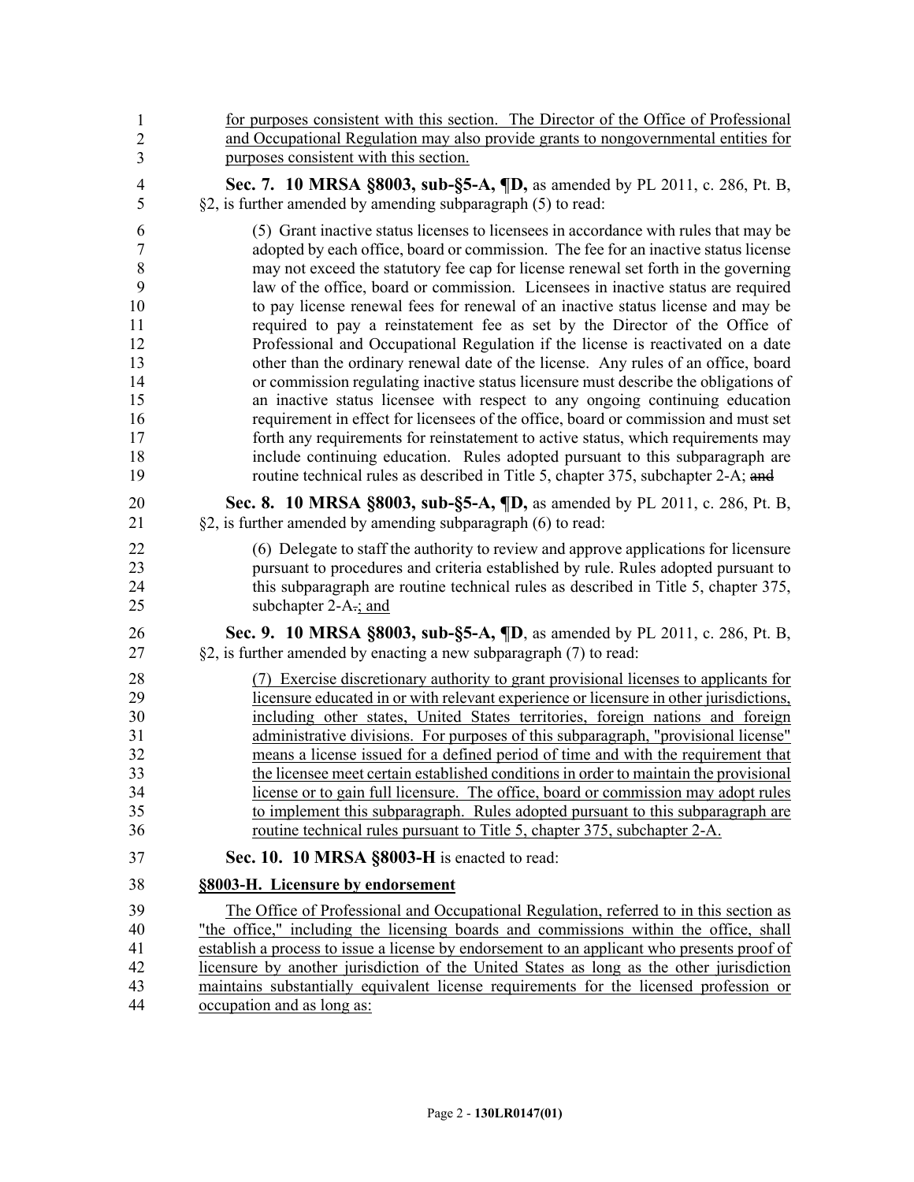for purposes consistent with this section. The Director of the Office of Professional and Occupational Regulation may also provide grants to nongovernmental entities for purposes consistent with this section.

**Sec. 7. 10 MRSA §8003, sub-§5-A, ¶D,** as amended by PL 2011, c. 286, Pt. B, §2, is further amended by amending subparagraph (5) to read:

(5) Grant inactive status licenses to licensees in accordance with rules that may be adopted by each office, board or commission. The fee for an inactive status license may not exceed the statutory fee cap for license renewal set forth in the governing law of the office, board or commission. Licensees in inactive status are required to pay license renewal fees for renewal of an inactive status license and may be required to pay a reinstatement fee as set by the Director of the Office of Professional and Occupational Regulation if the license is reactivated on a date other than the ordinary renewal date of the license. Any rules of an office, board or commission regulating inactive status licensure must describe the obligations of an inactive status licensee with respect to any ongoing continuing education requirement in effect for licensees of the office, board or commission and must set forth any requirements for reinstatement to active status, which requirements may include continuing education. Rules adopted pursuant to this subparagraph are routine technical rules as described in Title 5, chapter 375, subchapter 2-A; ~~and~~

**Sec. 8. 10 MRSA §8003, sub-§5-A, ¶D,** as amended by PL 2011, c. 286, Pt. B, §2, is further amended by amending subparagraph (6) to read:

(6) Delegate to staff the authority to review and approve applications for licensure pursuant to procedures and criteria established by rule. Rules adopted pursuant to this subparagraph are routine technical rules as described in Title 5, chapter 375, subchapter 2-A~~.~~; and

**Sec. 9. 10 MRSA §8003, sub-§5-A, ¶D**, as amended by PL 2011, c. 286, Pt. B, §2, is further amended by enacting a new subparagraph (7) to read:

(7) Exercise discretionary authority to grant provisional licenses to applicants for licensure educated in or with relevant experience or licensure in other jurisdictions, including other states, United States territories, foreign nations and foreign administrative divisions. For purposes of this subparagraph, "provisional license" means a license issued for a defined period of time and with the requirement that the licensee meet certain established conditions in order to maintain the provisional license or to gain full licensure. The office, board or commission may adopt rules to implement this subparagraph. Rules adopted pursuant to this subparagraph are routine technical rules pursuant to Title 5, chapter 375, subchapter 2-A.

**Sec. 10. 10 MRSA §8003-H** is enacted to read:

**§8003-H. Licensure by endorsement**

The Office of Professional and Occupational Regulation, referred to in this section as "the office," including the licensing boards and commissions within the office, shall establish a process to issue a license by endorsement to an applicant who presents proof of licensure by another jurisdiction of the United States as long as the other jurisdiction maintains substantially equivalent license requirements for the licensed profession or occupation and as long as: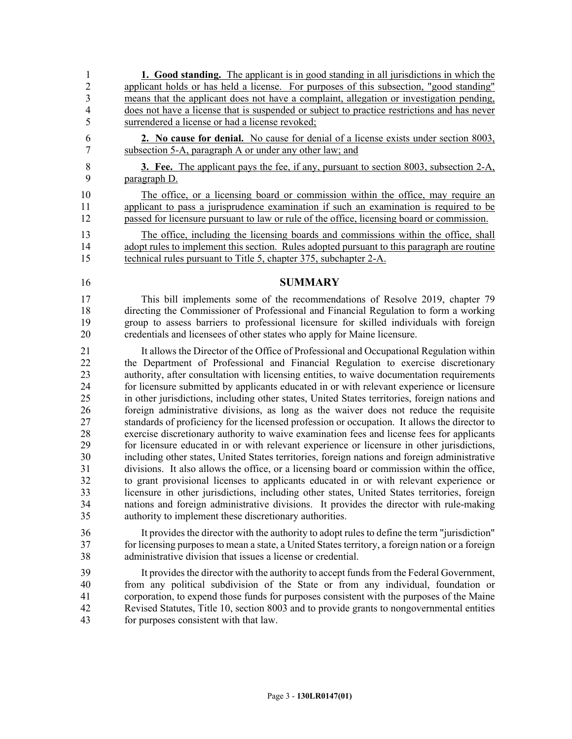**1. Good standing.** The applicant is in good standing in all jurisdictions in which the applicant holds or has held a license. For purposes of this subsection, "good standing" means that the applicant does not have a complaint, allegation or investigation pending, does not have a license that is suspended or subject to practice restrictions and has never surrendered a license or had a license revoked;

**2. No cause for denial.** No cause for denial of a license exists under section 8003, subsection 5-A, paragraph A or under any other law; and

**3. Fee.** The applicant pays the fee, if any, pursuant to section 8003, subsection 2-A, paragraph D.

The office, or a licensing board or commission within the office, may require an applicant to pass a jurisprudence examination if such an examination is required to be passed for licensure pursuant to law or rule of the office, licensing board or commission.

The office, including the licensing boards and commissions within the office, shall adopt rules to implement this section. Rules adopted pursuant to this paragraph are routine technical rules pursuant to Title 5, chapter 375, subchapter 2-A.

## SUMMARY

This bill implements some of the recommendations of Resolve 2019, chapter 79 directing the Commissioner of Professional and Financial Regulation to form a working group to assess barriers to professional licensure for skilled individuals with foreign credentials and licensees of other states who apply for Maine licensure.

It allows the Director of the Office of Professional and Occupational Regulation within the Department of Professional and Financial Regulation to exercise discretionary authority, after consultation with licensing entities, to waive documentation requirements for licensure submitted by applicants educated in or with relevant experience or licensure in other jurisdictions, including other states, United States territories, foreign nations and foreign administrative divisions, as long as the waiver does not reduce the requisite standards of proficiency for the licensed profession or occupation. It allows the director to exercise discretionary authority to waive examination fees and license fees for applicants for licensure educated in or with relevant experience or licensure in other jurisdictions, including other states, United States territories, foreign nations and foreign administrative divisions. It also allows the office, or a licensing board or commission within the office, to grant provisional licenses to applicants educated in or with relevant experience or licensure in other jurisdictions, including other states, United States territories, foreign nations and foreign administrative divisions. It provides the director with rule-making authority to implement these discretionary authorities.

It provides the director with the authority to adopt rules to define the term "jurisdiction" for licensing purposes to mean a state, a United States territory, a foreign nation or a foreign administrative division that issues a license or credential.

It provides the director with the authority to accept funds from the Federal Government, from any political subdivision of the State or from any individual, foundation or corporation, to expend those funds for purposes consistent with the purposes of the Maine Revised Statutes, Title 10, section 8003 and to provide grants to nongovernmental entities for purposes consistent with that law.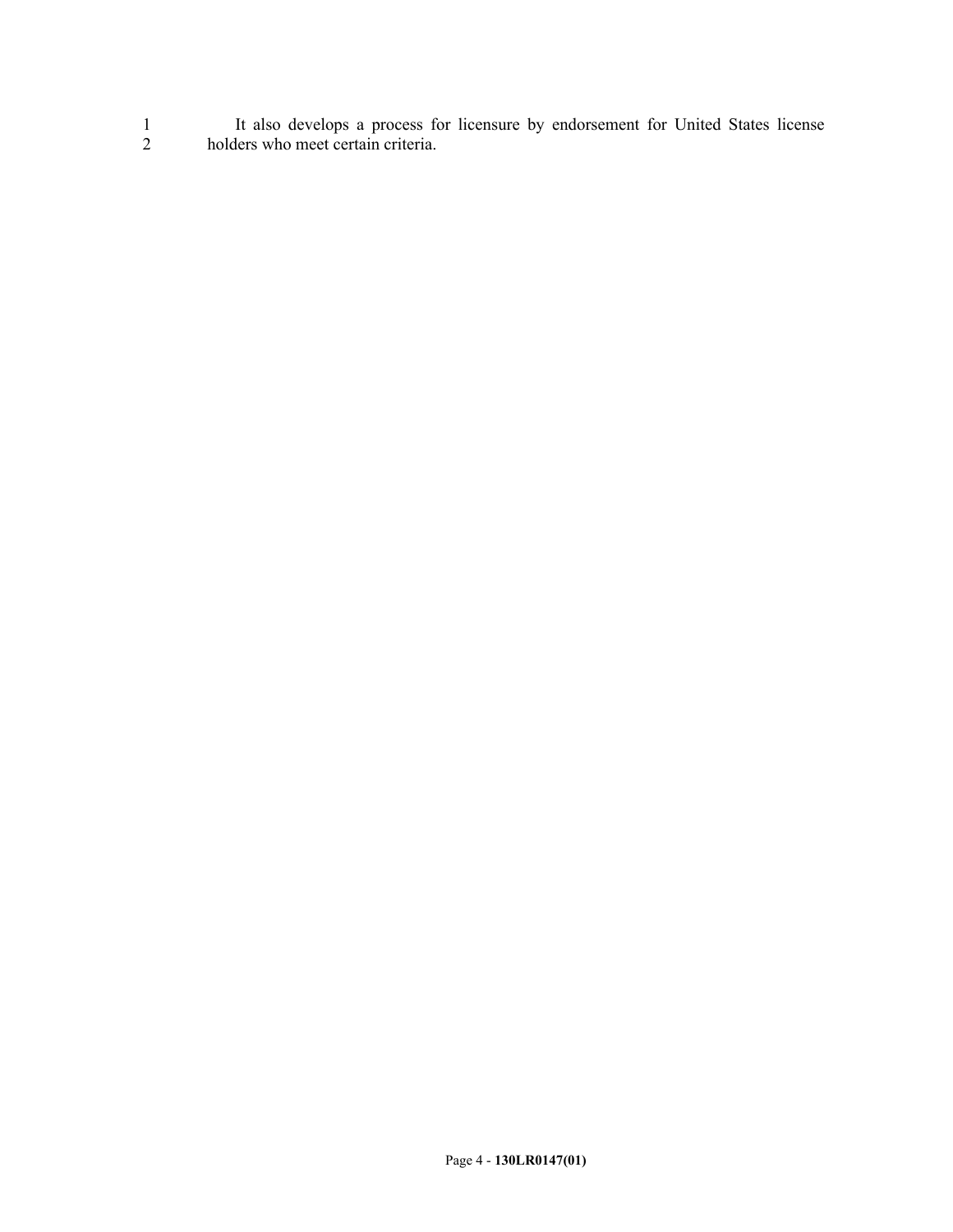It also develops a process for licensure by endorsement for United States license holders who meet certain criteria.